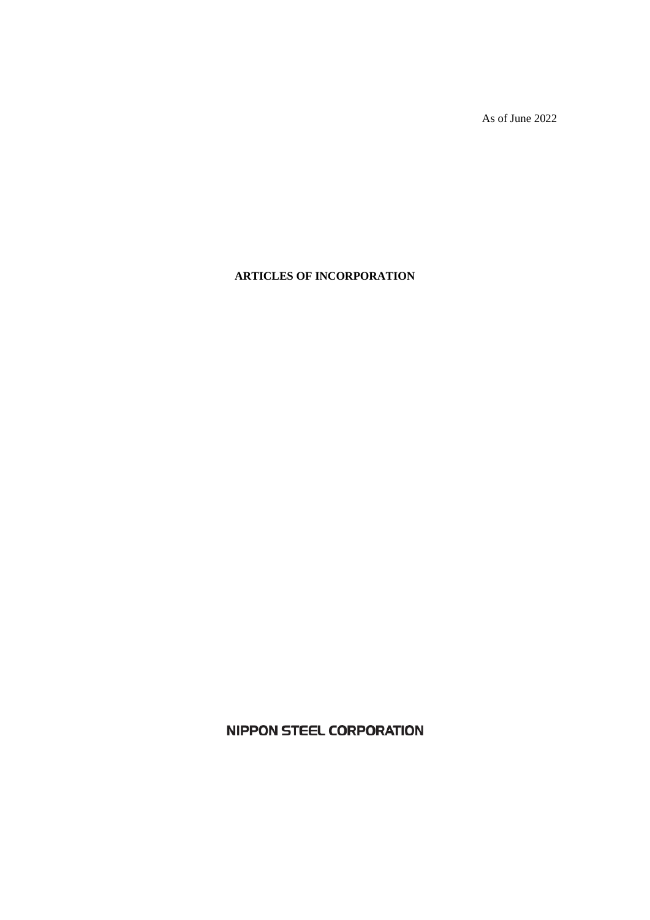As of June 2022

# ARTICLES OF INCORPORATION

NIPPON STEEL CORPORATION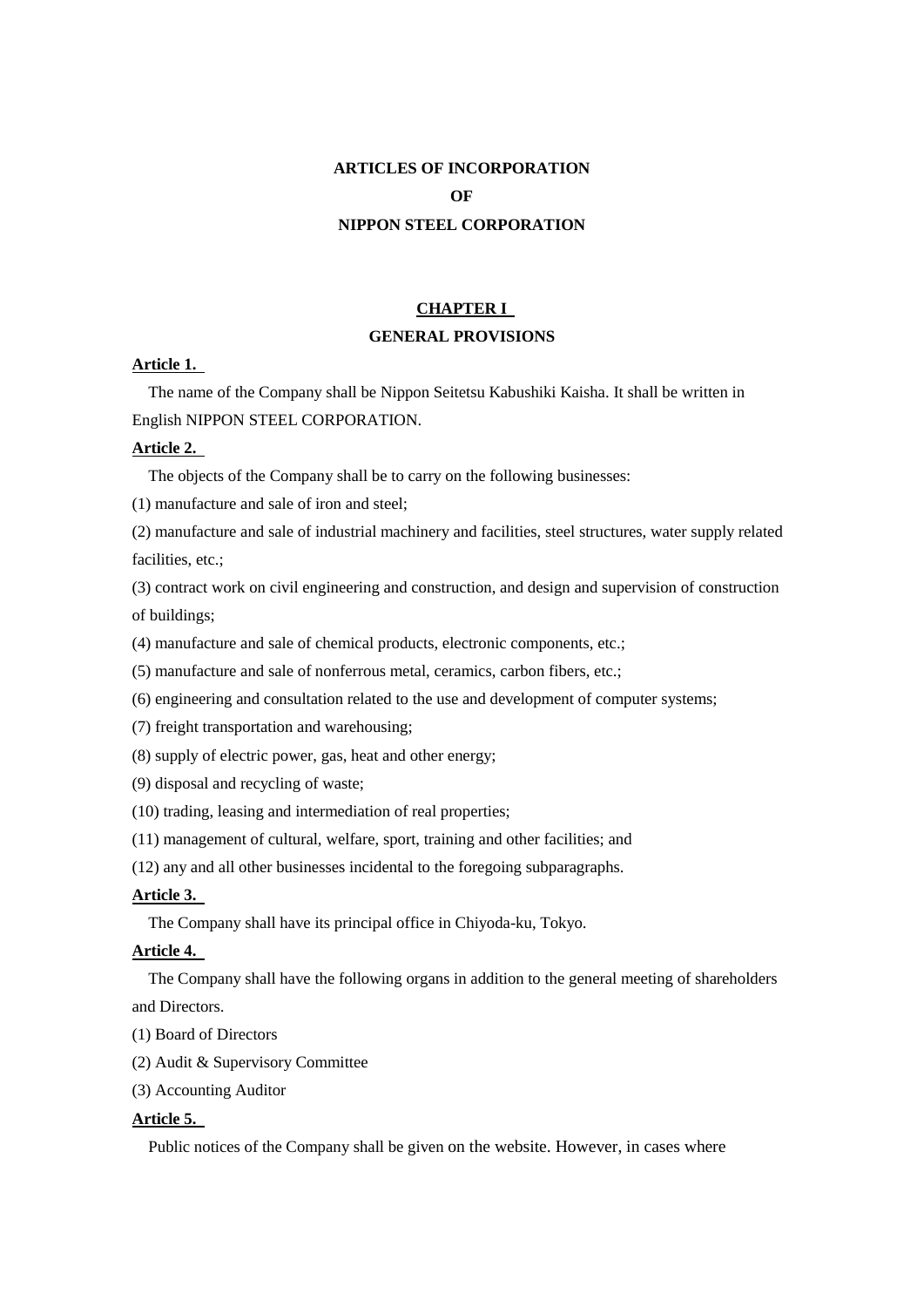# ARTICLES OF INCORPORATION
# OF
# NIPPON STEEL CORPORATION

## CHAPTER I
## GENERAL PROVISIONS

**Article 1.**

The name of the Company shall be Nippon Seitetsu Kabushiki Kaisha. It shall be written in English NIPPON STEEL CORPORATION.

**Article 2.**

The objects of the Company shall be to carry on the following businesses:

(1) manufacture and sale of iron and steel;

(2) manufacture and sale of industrial machinery and facilities, steel structures, water supply related facilities, etc.;

(3) contract work on civil engineering and construction, and design and supervision of construction of buildings;

(4) manufacture and sale of chemical products, electronic components, etc.;

(5) manufacture and sale of nonferrous metal, ceramics, carbon fibers, etc.;

(6) engineering and consultation related to the use and development of computer systems;

(7) freight transportation and warehousing;

(8) supply of electric power, gas, heat and other energy;

(9) disposal and recycling of waste;

(10) trading, leasing and intermediation of real properties;

(11) management of cultural, welfare, sport, training and other facilities; and

(12) any and all other businesses incidental to the foregoing subparagraphs.

**Article 3.**

The Company shall have its principal office in Chiyoda-ku, Tokyo.

**Article 4.**

The Company shall have the following organs in addition to the general meeting of shareholders and Directors.

(1) Board of Directors

(2) Audit & Supervisory Committee

(3) Accounting Auditor

**Article 5.**

Public notices of the Company shall be given on the website. However, in cases where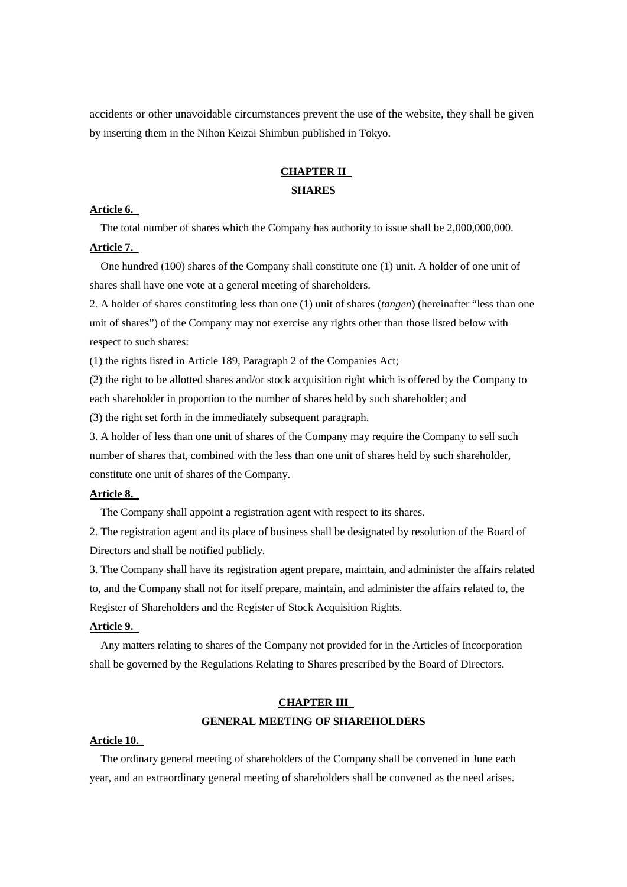accidents or other unavoidable circumstances prevent the use of the website, they shall be given by inserting them in the Nihon Keizai Shimbun published in Tokyo.

## CHAPTER II
## SHARES

**Article 6.**

The total number of shares which the Company has authority to issue shall be 2,000,000,000.

**Article 7.**

One hundred (100) shares of the Company shall constitute one (1) unit. A holder of one unit of shares shall have one vote at a general meeting of shareholders.

2. A holder of shares constituting less than one (1) unit of shares (*tangen*) (hereinafter "less than one unit of shares") of the Company may not exercise any rights other than those listed below with respect to such shares:

(1) the rights listed in Article 189, Paragraph 2 of the Companies Act;

(2) the right to be allotted shares and/or stock acquisition right which is offered by the Company to each shareholder in proportion to the number of shares held by such shareholder; and

(3) the right set forth in the immediately subsequent paragraph.

3. A holder of less than one unit of shares of the Company may require the Company to sell such number of shares that, combined with the less than one unit of shares held by such shareholder, constitute one unit of shares of the Company.

**Article 8.**

The Company shall appoint a registration agent with respect to its shares.

2. The registration agent and its place of business shall be designated by resolution of the Board of Directors and shall be notified publicly.

3. The Company shall have its registration agent prepare, maintain, and administer the affairs related to, and the Company shall not for itself prepare, maintain, and administer the affairs related to, the Register of Shareholders and the Register of Stock Acquisition Rights.

**Article 9.**

Any matters relating to shares of the Company not provided for in the Articles of Incorporation shall be governed by the Regulations Relating to Shares prescribed by the Board of Directors.

## CHAPTER III
## GENERAL MEETING OF SHAREHOLDERS

**Article 10.**

The ordinary general meeting of shareholders of the Company shall be convened in June each year, and an extraordinary general meeting of shareholders shall be convened as the need arises.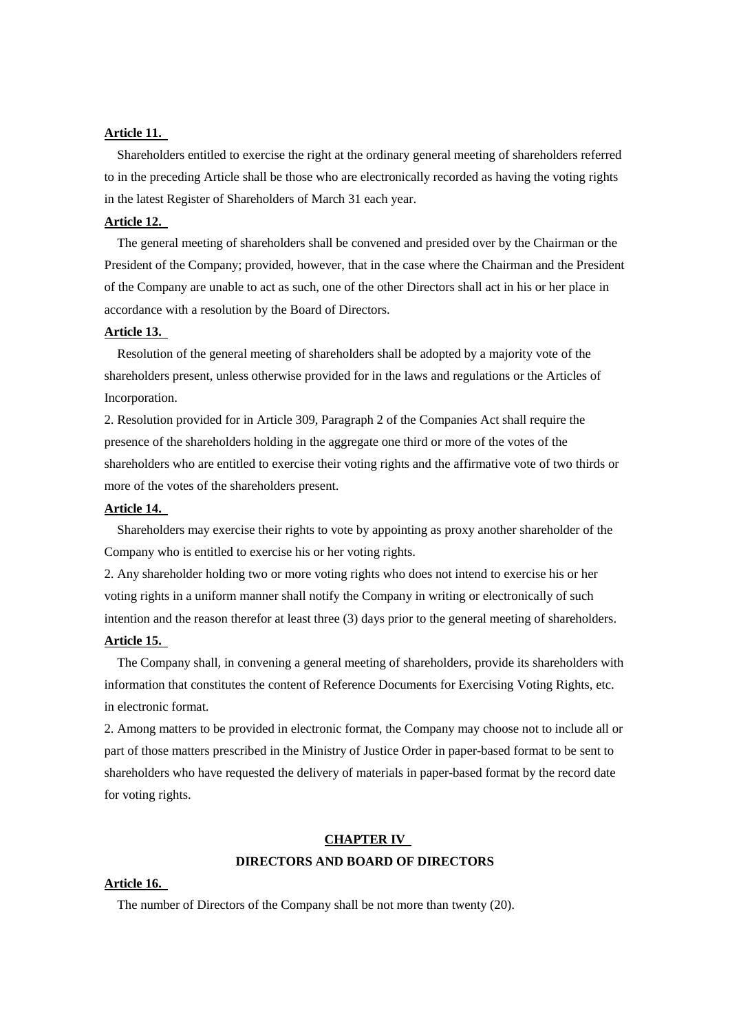**Article 11.**

Shareholders entitled to exercise the right at the ordinary general meeting of shareholders referred to in the preceding Article shall be those who are electronically recorded as having the voting rights in the latest Register of Shareholders of March 31 each year.

**Article 12.**

The general meeting of shareholders shall be convened and presided over by the Chairman or the President of the Company; provided, however, that in the case where the Chairman and the President of the Company are unable to act as such, one of the other Directors shall act in his or her place in accordance with a resolution by the Board of Directors.

**Article 13.**

Resolution of the general meeting of shareholders shall be adopted by a majority vote of the shareholders present, unless otherwise provided for in the laws and regulations or the Articles of Incorporation.

2. Resolution provided for in Article 309, Paragraph 2 of the Companies Act shall require the presence of the shareholders holding in the aggregate one third or more of the votes of the shareholders who are entitled to exercise their voting rights and the affirmative vote of two thirds or more of the votes of the shareholders present.

**Article 14.**

Shareholders may exercise their rights to vote by appointing as proxy another shareholder of the Company who is entitled to exercise his or her voting rights.

2. Any shareholder holding two or more voting rights who does not intend to exercise his or her voting rights in a uniform manner shall notify the Company in writing or electronically of such intention and the reason therefor at least three (3) days prior to the general meeting of shareholders.

**Article 15.**

The Company shall, in convening a general meeting of shareholders, provide its shareholders with information that constitutes the content of Reference Documents for Exercising Voting Rights, etc. in electronic format.

2. Among matters to be provided in electronic format, the Company may choose not to include all or part of those matters prescribed in the Ministry of Justice Order in paper-based format to be sent to shareholders who have requested the delivery of materials in paper-based format by the record date for voting rights.

## CHAPTER IV
## DIRECTORS AND BOARD OF DIRECTORS

**Article 16.**

The number of Directors of the Company shall be not more than twenty (20).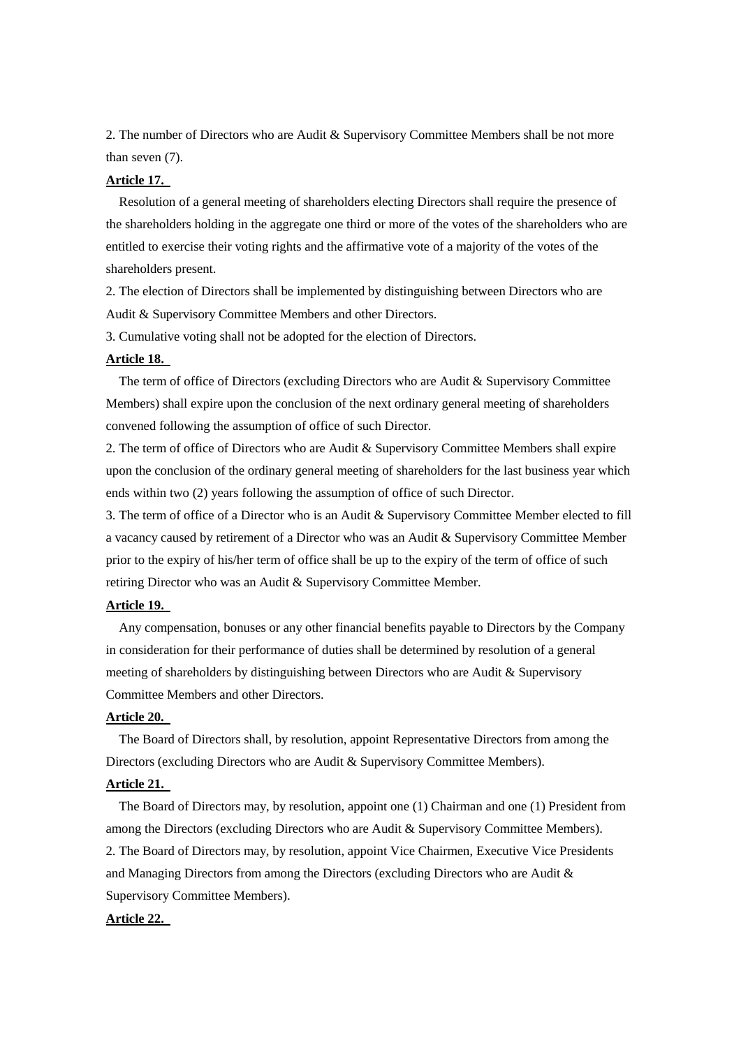2. The number of Directors who are Audit & Supervisory Committee Members shall be not more than seven (7).

**Article 17.**

Resolution of a general meeting of shareholders electing Directors shall require the presence of the shareholders holding in the aggregate one third or more of the votes of the shareholders who are entitled to exercise their voting rights and the affirmative vote of a majority of the votes of the shareholders present.

2. The election of Directors shall be implemented by distinguishing between Directors who are Audit & Supervisory Committee Members and other Directors.

3. Cumulative voting shall not be adopted for the election of Directors.

**Article 18.**

The term of office of Directors (excluding Directors who are Audit & Supervisory Committee Members) shall expire upon the conclusion of the next ordinary general meeting of shareholders convened following the assumption of office of such Director.

2. The term of office of Directors who are Audit & Supervisory Committee Members shall expire upon the conclusion of the ordinary general meeting of shareholders for the last business year which ends within two (2) years following the assumption of office of such Director.

3. The term of office of a Director who is an Audit & Supervisory Committee Member elected to fill a vacancy caused by retirement of a Director who was an Audit & Supervisory Committee Member prior to the expiry of his/her term of office shall be up to the expiry of the term of office of such retiring Director who was an Audit & Supervisory Committee Member.

**Article 19.**

Any compensation, bonuses or any other financial benefits payable to Directors by the Company in consideration for their performance of duties shall be determined by resolution of a general meeting of shareholders by distinguishing between Directors who are Audit & Supervisory Committee Members and other Directors.

**Article 20.**

The Board of Directors shall, by resolution, appoint Representative Directors from among the Directors (excluding Directors who are Audit & Supervisory Committee Members).

**Article 21.**

The Board of Directors may, by resolution, appoint one (1) Chairman and one (1) President from among the Directors (excluding Directors who are Audit & Supervisory Committee Members).

2. The Board of Directors may, by resolution, appoint Vice Chairmen, Executive Vice Presidents and Managing Directors from among the Directors (excluding Directors who are Audit & Supervisory Committee Members).

**Article 22.**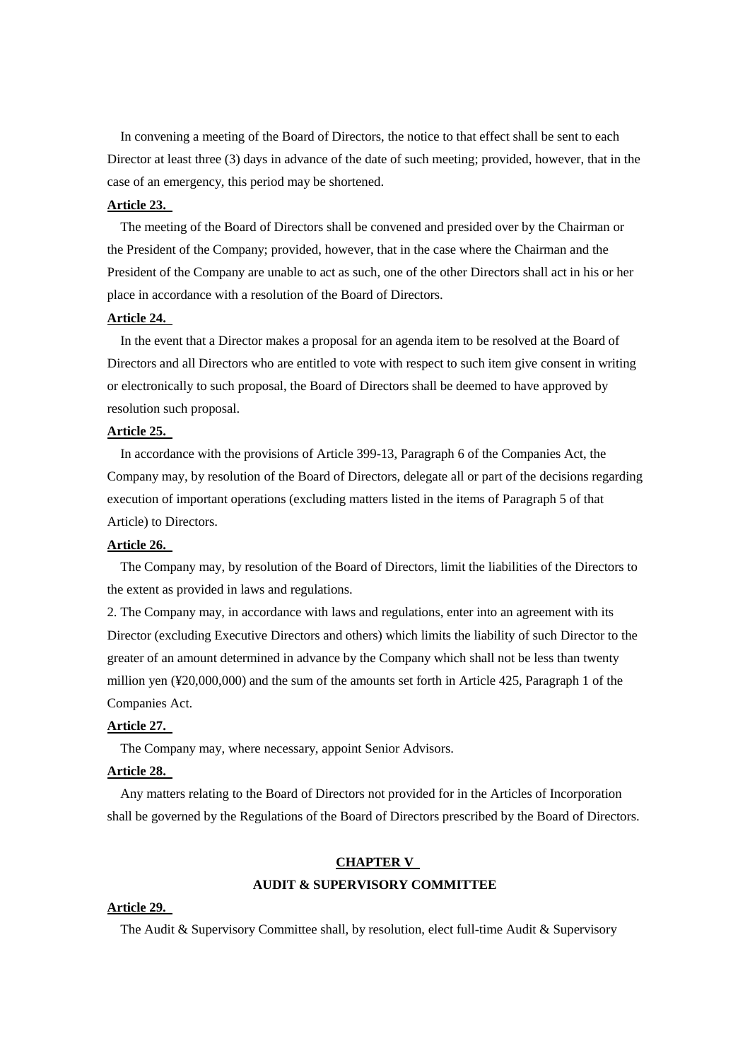In convening a meeting of the Board of Directors, the notice to that effect shall be sent to each Director at least three (3) days in advance of the date of such meeting; provided, however, that in the case of an emergency, this period may be shortened.

**Article 23.**

The meeting of the Board of Directors shall be convened and presided over by the Chairman or the President of the Company; provided, however, that in the case where the Chairman and the President of the Company are unable to act as such, one of the other Directors shall act in his or her place in accordance with a resolution of the Board of Directors.

**Article 24.**

In the event that a Director makes a proposal for an agenda item to be resolved at the Board of Directors and all Directors who are entitled to vote with respect to such item give consent in writing or electronically to such proposal, the Board of Directors shall be deemed to have approved by resolution such proposal.

**Article 25.**

In accordance with the provisions of Article 399-13, Paragraph 6 of the Companies Act, the Company may, by resolution of the Board of Directors, delegate all or part of the decisions regarding execution of important operations (excluding matters listed in the items of Paragraph 5 of that Article) to Directors.

**Article 26.**

The Company may, by resolution of the Board of Directors, limit the liabilities of the Directors to the extent as provided in laws and regulations.

2. The Company may, in accordance with laws and regulations, enter into an agreement with its Director (excluding Executive Directors and others) which limits the liability of such Director to the greater of an amount determined in advance by the Company which shall not be less than twenty million yen (¥20,000,000) and the sum of the amounts set forth in Article 425, Paragraph 1 of the Companies Act.

**Article 27.**

The Company may, where necessary, appoint Senior Advisors.

**Article 28.**

Any matters relating to the Board of Directors not provided for in the Articles of Incorporation shall be governed by the Regulations of the Board of Directors prescribed by the Board of Directors.

## CHAPTER V
## AUDIT & SUPERVISORY COMMITTEE

**Article 29.**

The Audit & Supervisory Committee shall, by resolution, elect full-time Audit & Supervisory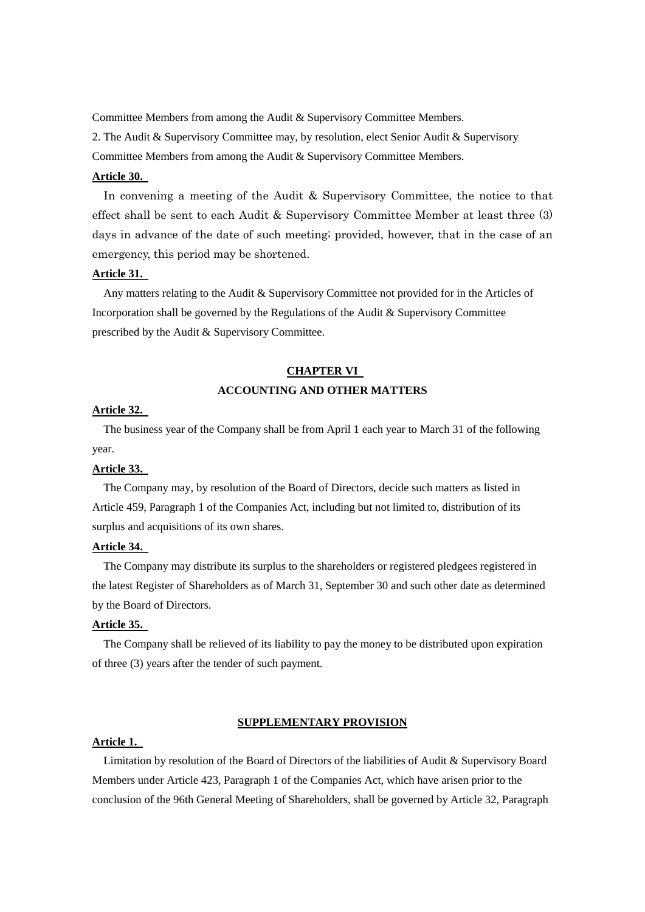Committee Members from among the Audit & Supervisory Committee Members.

2. The Audit & Supervisory Committee may, by resolution, elect Senior Audit & Supervisory Committee Members from among the Audit & Supervisory Committee Members.

**Article 30.**

In convening a meeting of the Audit & Supervisory Committee, the notice to that effect shall be sent to each Audit & Supervisory Committee Member at least three (3) days in advance of the date of such meeting; provided, however, that in the case of an emergency, this period may be shortened.

**Article 31.**

Any matters relating to the Audit & Supervisory Committee not provided for in the Articles of Incorporation shall be governed by the Regulations of the Audit & Supervisory Committee prescribed by the Audit & Supervisory Committee.

## CHAPTER VI
## ACCOUNTING AND OTHER MATTERS

**Article 32.**

The business year of the Company shall be from April 1 each year to March 31 of the following year.

**Article 33.**

The Company may, by resolution of the Board of Directors, decide such matters as listed in Article 459, Paragraph 1 of the Companies Act, including but not limited to, distribution of its surplus and acquisitions of its own shares.

**Article 34.**

The Company may distribute its surplus to the shareholders or registered pledgees registered in the latest Register of Shareholders as of March 31, September 30 and such other date as determined by the Board of Directors.

**Article 35.**

The Company shall be relieved of its liability to pay the money to be distributed upon expiration of three (3) years after the tender of such payment.

## SUPPLEMENTARY PROVISION

**Article 1.**

Limitation by resolution of the Board of Directors of the liabilities of Audit & Supervisory Board Members under Article 423, Paragraph 1 of the Companies Act, which have arisen prior to the conclusion of the 96th General Meeting of Shareholders, shall be governed by Article 32, Paragraph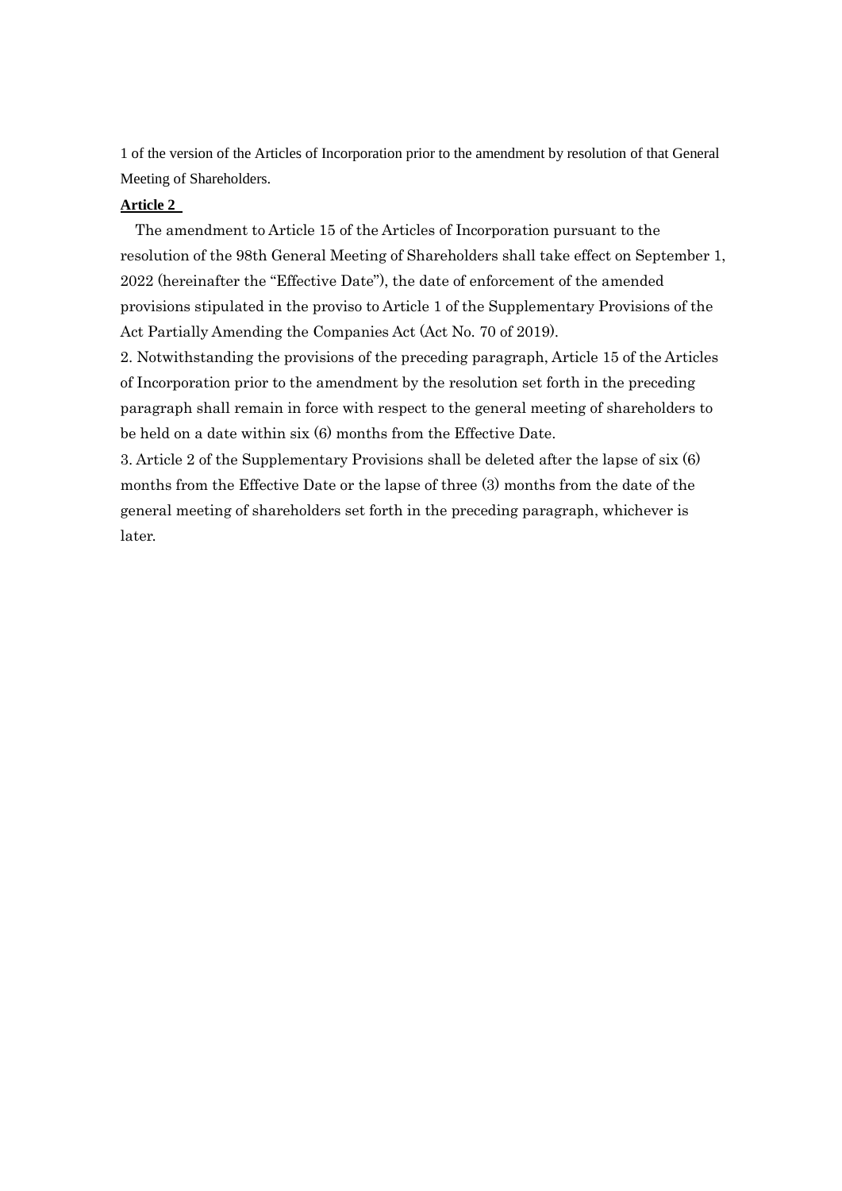1 of the version of the Articles of Incorporation prior to the amendment by resolution of that General Meeting of Shareholders.

**Article 2**

The amendment to Article 15 of the Articles of Incorporation pursuant to the resolution of the 98th General Meeting of Shareholders shall take effect on September 1, 2022 (hereinafter the "Effective Date"), the date of enforcement of the amended provisions stipulated in the proviso to Article 1 of the Supplementary Provisions of the Act Partially Amending the Companies Act (Act No. 70 of 2019).

2. Notwithstanding the provisions of the preceding paragraph, Article 15 of the Articles of Incorporation prior to the amendment by the resolution set forth in the preceding paragraph shall remain in force with respect to the general meeting of shareholders to be held on a date within six (6) months from the Effective Date.

3. Article 2 of the Supplementary Provisions shall be deleted after the lapse of six (6) months from the Effective Date or the lapse of three (3) months from the date of the general meeting of shareholders set forth in the preceding paragraph, whichever is later.